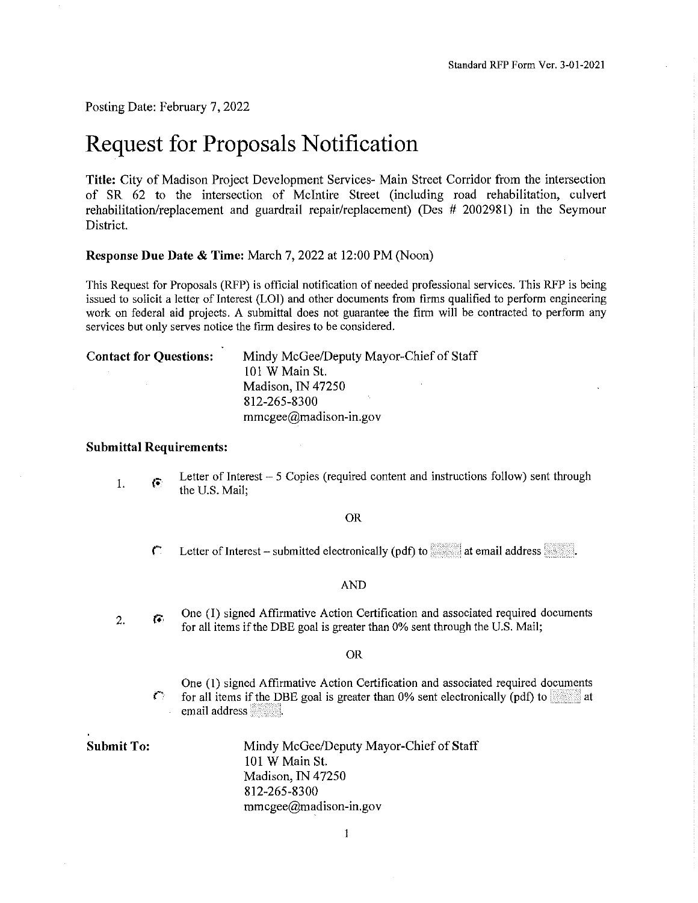Standard RFP Form Ver. 3-01-2021

Posting Date: February 7, 2022

# Request for Proposals Notification

**Title:** City of Madison Project Development Services- Main Street Corridor from the intersection of SR 62 to the intersection of McIntire Street (including road rehabilitation, culvert rehabilitation/replacement and guardrail repair/replacement) (Des # 2002981) in the Seymour District.

**Response Due Date & Time:** March 7, 2022 at 12:00 PM (Noon)

This Request for Proposals (RFP) is official notification of needed professional services. This RFP is being issued to solicit a letter of Interest (LOI) and other documents from firms qualified to perform engineering work on federal aid projects. A submittal does not guarantee the firm will be contracted to perform any services but only serves notice the firm desires to be considered.

**Contact for Questions:**

Mindy McGee/Deputy Mayor-Chief of Staff
101 W Main St.
Madison, IN 47250
812-265-8300
mmcgee@madison-in.gov

**Submittal Requirements:**

1. (selected) Letter of Interest – 5 Copies (required content and instructions follow) sent through the U.S. Mail;

   OR

   ( ) Letter of Interest – submitted electronically (pdf) to ____ at email address ____.

   AND

2. (selected) One (1) signed Affirmative Action Certification and associated required documents for all items if the DBE goal is greater than 0% sent through the U.S. Mail;

   OR

   ( ) One (1) signed Affirmative Action Certification and associated required documents for all items if the DBE goal is greater than 0% sent electronically (pdf) to ____ at email address ____.

**Submit To:**

Mindy McGee/Deputy Mayor-Chief of Staff
101 W Main St.
Madison, IN 47250
812-265-8300
mmcgee@madison-in.gov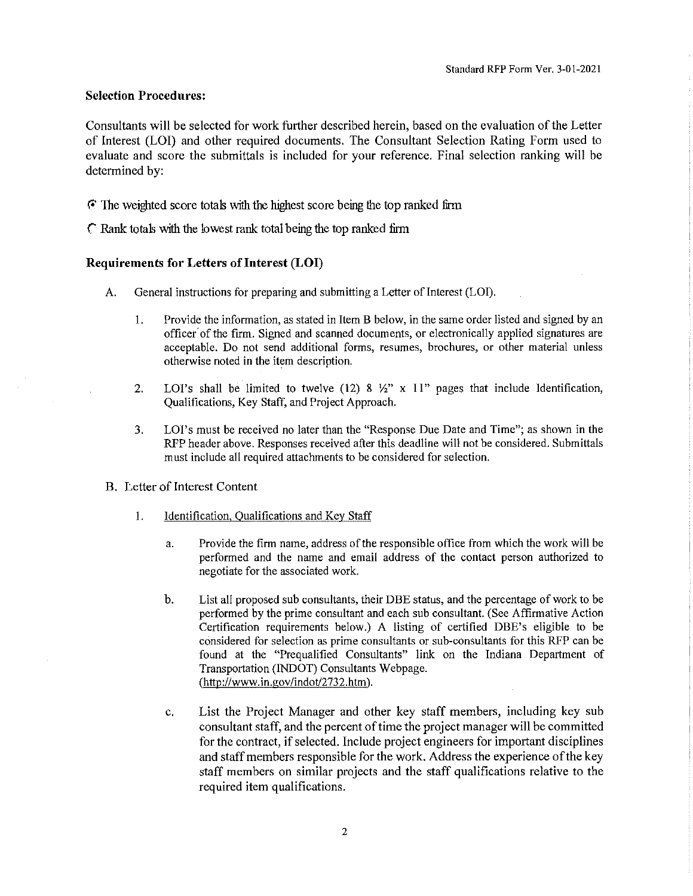**Selection Procedures:**

Consultants will be selected for work further described herein, based on the evaluation of the Letter of Interest (LOI) and other required documents. The Consultant Selection Rating Form used to evaluate and score the submittals is included for your reference. Final selection ranking will be determined by:

- (•) The weighted score totals with the highest score being the top ranked firm
- ( ) Rank totals with the lowest rank total being the top ranked firm

**Requirements for Letters of Interest (LOI)**

A. General instructions for preparing and submitting a Letter of Interest (LOI).

1. Provide the information, as stated in Item B below, in the same order listed and signed by an officer of the firm. Signed and scanned documents, or electronically applied signatures are acceptable. Do not send additional forms, resumes, brochures, or other material unless otherwise noted in the item description.

2. LOI's shall be limited to twelve (12) 8 ½" x 11" pages that include Identification, Qualifications, Key Staff, and Project Approach.

3. LOI's must be received no later than the "Response Due Date and Time"; as shown in the RFP header above. Responses received after this deadline will not be considered. Submittals must include all required attachments to be considered for selection.

B. Letter of Interest Content

1. Identification, Qualifications and Key Staff

   a. Provide the firm name, address of the responsible office from which the work will be performed and the name and email address of the contact person authorized to negotiate for the associated work.

   b. List all proposed sub consultants, their DBE status, and the percentage of work to be performed by the prime consultant and each sub consultant. (See Affirmative Action Certification requirements below.) A listing of certified DBE's eligible to be considered for selection as prime consultants or sub-consultants for this RFP can be found at the "Prequalified Consultants" link on the Indiana Department of Transportation (INDOT) Consultants Webpage. (http://www.in.gov/indot/2732.htm).

   c. List the Project Manager and other key staff members, including key sub consultant staff, and the percent of time the project manager will be committed for the contract, if selected. Include project engineers for important disciplines and staff members responsible for the work. Address the experience of the key staff members on similar projects and the staff qualifications relative to the required item qualifications.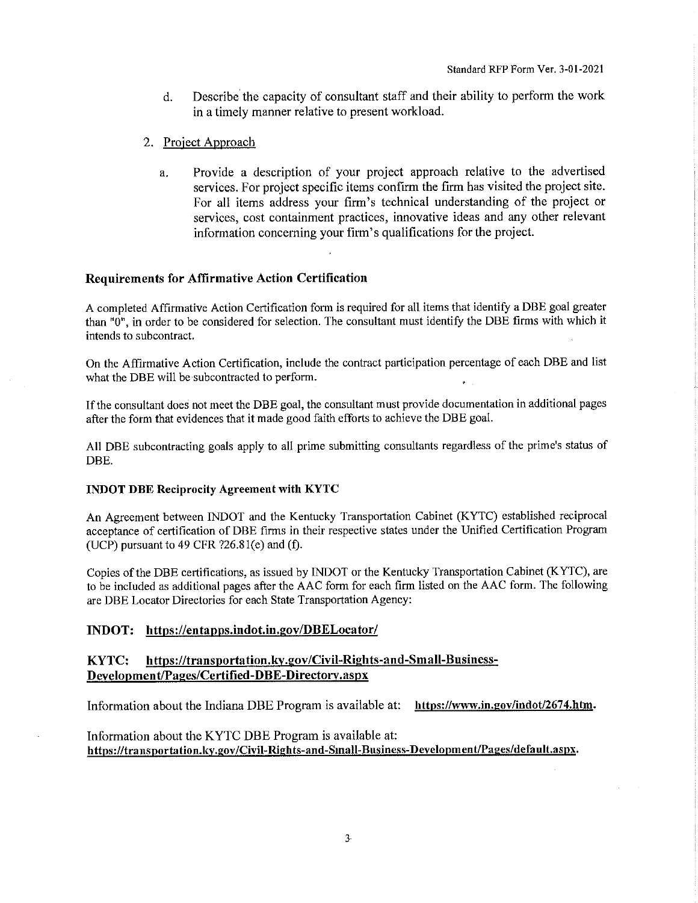d. Describe the capacity of consultant staff and their ability to perform the work in a timely manner relative to present workload.

2. Project Approach

   a. Provide a description of your project approach relative to the advertised services. For project specific items confirm the firm has visited the project site. For all items address your firm's technical understanding of the project or services, cost containment practices, innovative ideas and any other relevant information concerning your firm's qualifications for the project.

### Requirements for Affirmative Action Certification

A completed Affirmative Action Certification form is required for all items that identify a DBE goal greater than "0", in order to be considered for selection. The consultant must identify the DBE firms with which it intends to subcontract.

On the Affirmative Action Certification, include the contract participation percentage of each DBE and list what the DBE will be subcontracted to perform.

If the consultant does not meet the DBE goal, the consultant must provide documentation in additional pages after the form that evidences that it made good faith efforts to achieve the DBE goal.

All DBE subcontracting goals apply to all prime submitting consultants regardless of the prime's status of DBE.

#### INDOT DBE Reciprocity Agreement with KYTC

An Agreement between INDOT and the Kentucky Transportation Cabinet (KYTC) established reciprocal acceptance of certification of DBE firms in their respective states under the Unified Certification Program (UCP) pursuant to 49 CFR ?26.81(e) and (f).

Copies of the DBE certifications, as issued by INDOT or the Kentucky Transportation Cabinet (KYTC), are to be included as additional pages after the AAC form for each firm listed on the AAC form. The following are DBE Locator Directories for each State Transportation Agency:

**INDOT: https://entapps.indot.in.gov/DBELocator/**

**KYTC: https://transportation.ky.gov/Civil-Rights-and-Small-Business-Development/Pages/Certified-DBE-Directory.aspx**

Information about the Indiana DBE Program is available at: **https://www.in.gov/indot/2674.htm.**

Information about the KYTC DBE Program is available at: **https://transportation.ky.gov/Civil-Rights-and-Small-Business-Development/Pages/default.aspx.**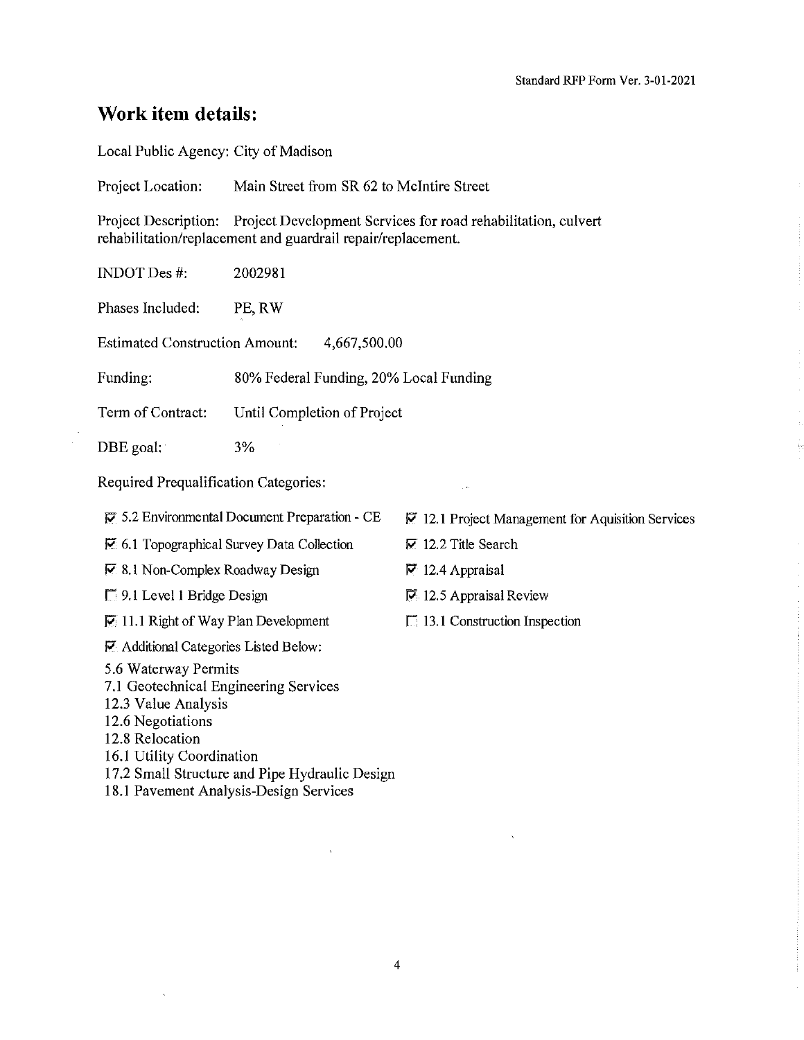## Work item details:

Local Public Agency: City of Madison

Project Location: Main Street from SR 62 to McIntire Street

Project Description: Project Development Services for road rehabilitation, culvert rehabilitation/replacement and guardrail repair/replacement.

INDOT Des #: 2002981

Phases Included: PE, RW

Estimated Construction Amount: 4,667,500.00

Funding: 80% Federal Funding, 20% Local Funding

Term of Contract: Until Completion of Project

DBE goal: 3%

Required Prequalification Categories:

- [x] 5.2 Environmental Document Preparation - CE
- [x] 6.1 Topographical Survey Data Collection
- [x] 8.1 Non-Complex Roadway Design
- [ ] 9.1 Level 1 Bridge Design
- [x] 11.1 Right of Way Plan Development
- [x] 12.1 Project Management for Aquisition Services
- [x] 12.2 Title Search
- [x] 12.4 Appraisal
- [x] 12.5 Appraisal Review
- [ ] 13.1 Construction Inspection
- [x] Additional Categories Listed Below:

5.6 Waterway Permits
7.1 Geotechnical Engineering Services
12.3 Value Analysis
12.6 Negotiations
12.8 Relocation
16.1 Utility Coordination
17.2 Small Structure and Pipe Hydraulic Design
18.1 Pavement Analysis-Design Services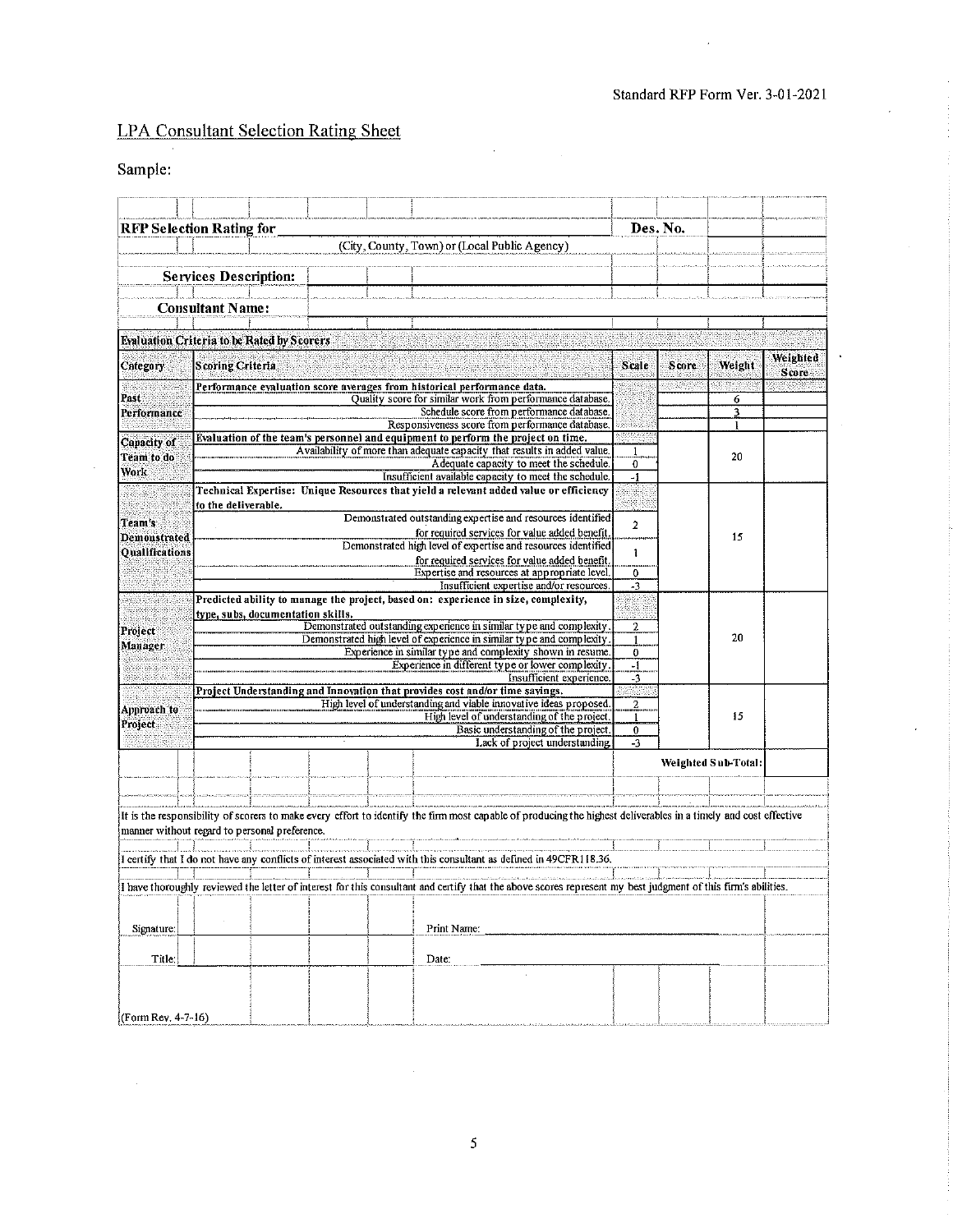Standard RFP Form Ver. 3-01-2021

## LPA Consultant Selection Rating Sheet

Sample:

**RFP Selection Rating for** ______________________ **Des. No.** ______

(City, County, Town) or (Local Public Agency)

**Services Description:**

**Consultant Name:**

**Evaluation Criteria to be Rated by Scorers**

| Category | Scoring Criteria | Scale | Score | Weight | Weighted Score |
|---|---|---|---|---|---|
| Past Performance | **Performance evaluation score averages from historical performance data.** | | | | |
| | Quality score for similar work from performance database. | | | 6 | |
| | Schedule score from performance database. | | | 3 | |
| | Responsiveness score from performance database. | | | 1 | |
| Capacity of Team to do Work | **Evaluation of the team's personnel and equipment to perform the project on time.** | | | 20 | |
| | Availability of more than adequate capacity that results in added value. | 1 | | | |
| | Adequate capacity to meet the schedule. | 0 | | | |
| | Insufficient available capacity to meet the schedule. | -1 | | | |
| Team's Demonstrated Qualifications | **Technical Expertise: Unique Resources that yield a relevant added value or efficiency to the deliverable.** | | | 15 | |
| | Demonstrated outstanding expertise and resources identified for required services for value added benefit. | 2 | | | |
| | Demonstrated high level of expertise and resources identified for required services for value added benefit. | 1 | | | |
| | Expertise and resources at appropriate level. | 0 | | | |
| | Insufficient expertise and/or resources. | -3 | | | |
| Project Manager | **Predicted ability to manage the project, based on: experience in size, complexity, type, subs, documentation skills.** | | | 20 | |
| | Demonstrated outstanding experience in similar type and complexity. | 2 | | | |
| | Demonstrated high level of experience in similar type and complexity. | 1 | | | |
| | Experience in similar type and complexity shown in resume. | 0 | | | |
| | Experience in different type or lower complexity. | -1 | | | |
| | Insufficient experience. | -3 | | | |
| Approach to Project | **Project Understanding and Innovation that provides cost and/or time savings.** | | | 15 | |
| | High level of understanding and viable innovative ideas proposed. | 2 | | | |
| | High level of understanding of the project. | 1 | | | |
| | Basic understanding of the project. | 0 | | | |
| | Lack of project understanding. | -3 | | | |
| | | | **Weighted Sub-Total:** | | |

It is the responsibility of scorers to make every effort to identify the firm most capable of producing the highest deliverables in a timely and cost effective manner without regard to personal preference.

I certify that I do not have any conflicts of interest associated with this consultant as defined in 49CFR18.36.

I have thoroughly reviewed the letter of interest for this consultant and certify that the above scores represent my best judgment of this firm's abilities.

Signature: ______________________ Print Name: ______________________

Title: ______________________ Date: ______________________

(Form Rev. 4-7-16)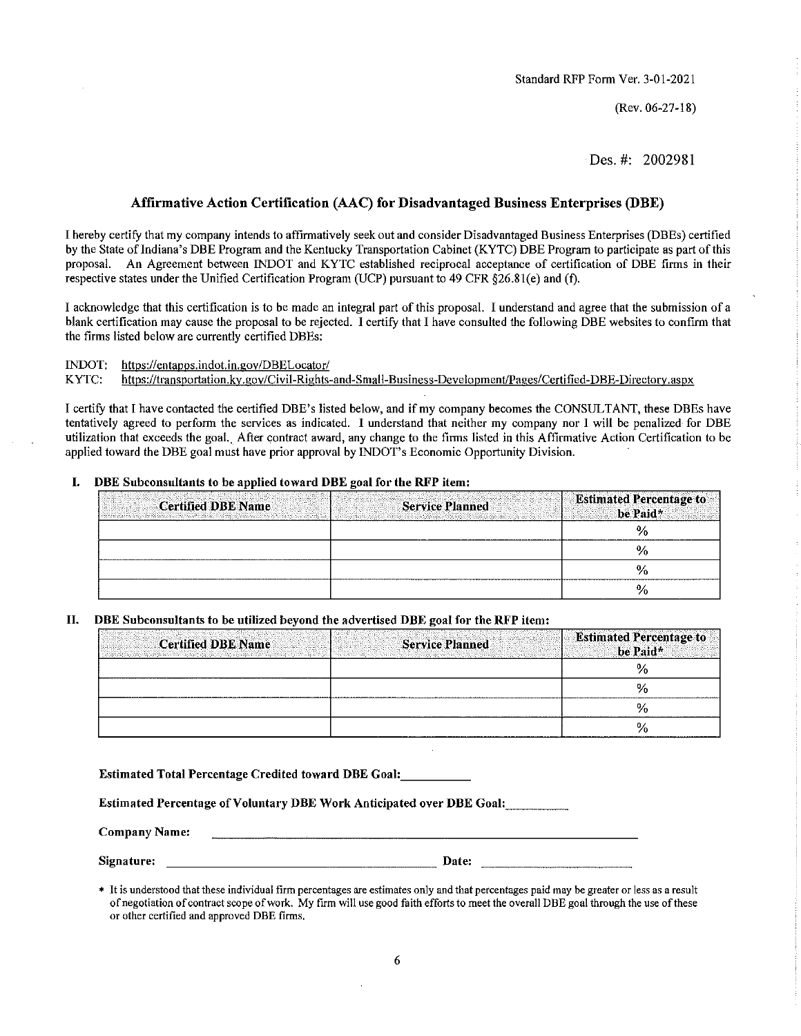Standard RFP Form Ver. 3-01-2021

(Rev. 06-27-18)

Des. #: 2002981

## Affirmative Action Certification (AAC) for Disadvantaged Business Enterprises (DBE)

I hereby certify that my company intends to affirmatively seek out and consider Disadvantaged Business Enterprises (DBEs) certified by the State of Indiana's DBE Program and the Kentucky Transportation Cabinet (KYTC) DBE Program to participate as part of this proposal. An Agreement between INDOT and KYTC established reciprocal acceptance of certification of DBE firms in their respective states under the Unified Certification Program (UCP) pursuant to 49 CFR §26.81(e) and (f).

I acknowledge that this certification is to be made an integral part of this proposal. I understand and agree that the submission of a blank certification may cause the proposal to be rejected. I certify that I have consulted the following DBE websites to confirm that the firms listed below are currently certified DBEs:

INDOT: https://entapps.indot.in.gov/DBELocator/
KYTC: https://transportation.ky.gov/Civil-Rights-and-Small-Business-Development/Pages/Certified-DBE-Directory.aspx

I certify that I have contacted the certified DBE's listed below, and if my company becomes the CONSULTANT, these DBEs have tentatively agreed to perform the services as indicated. I understand that neither my company nor I will be penalized for DBE utilization that exceeds the goal. After contract award, any change to the firms listed in this Affirmative Action Certification to be applied toward the DBE goal must have prior approval by INDOT's Economic Opportunity Division.

**I. DBE Subconsultants to be applied toward DBE goal for the RFP item:**

| Certified DBE Name | Service Planned | Estimated Percentage to be Paid* |
|---|---|---|
| | | % |
| | | % |
| | | % |
| | | % |

**II. DBE Subconsultants to be utilized beyond the advertised DBE goal for the RFP item:**

| Certified DBE Name | Service Planned | Estimated Percentage to be Paid* |
|---|---|---|
| | | % |
| | | % |
| | | % |
| | | % |

**Estimated Total Percentage Credited toward DBE Goal:** __________

**Estimated Percentage of Voluntary DBE Work Anticipated over DBE Goal:** __________

**Company Name:** ______________________________

**Signature:** ______________________________ **Date:** ______________

* It is understood that these individual firm percentages are estimates only and that percentages paid may be greater or less as a result of negotiation of contract scope of work. My firm will use good faith efforts to meet the overall DBE goal through the use of these or other certified and approved DBE firms.